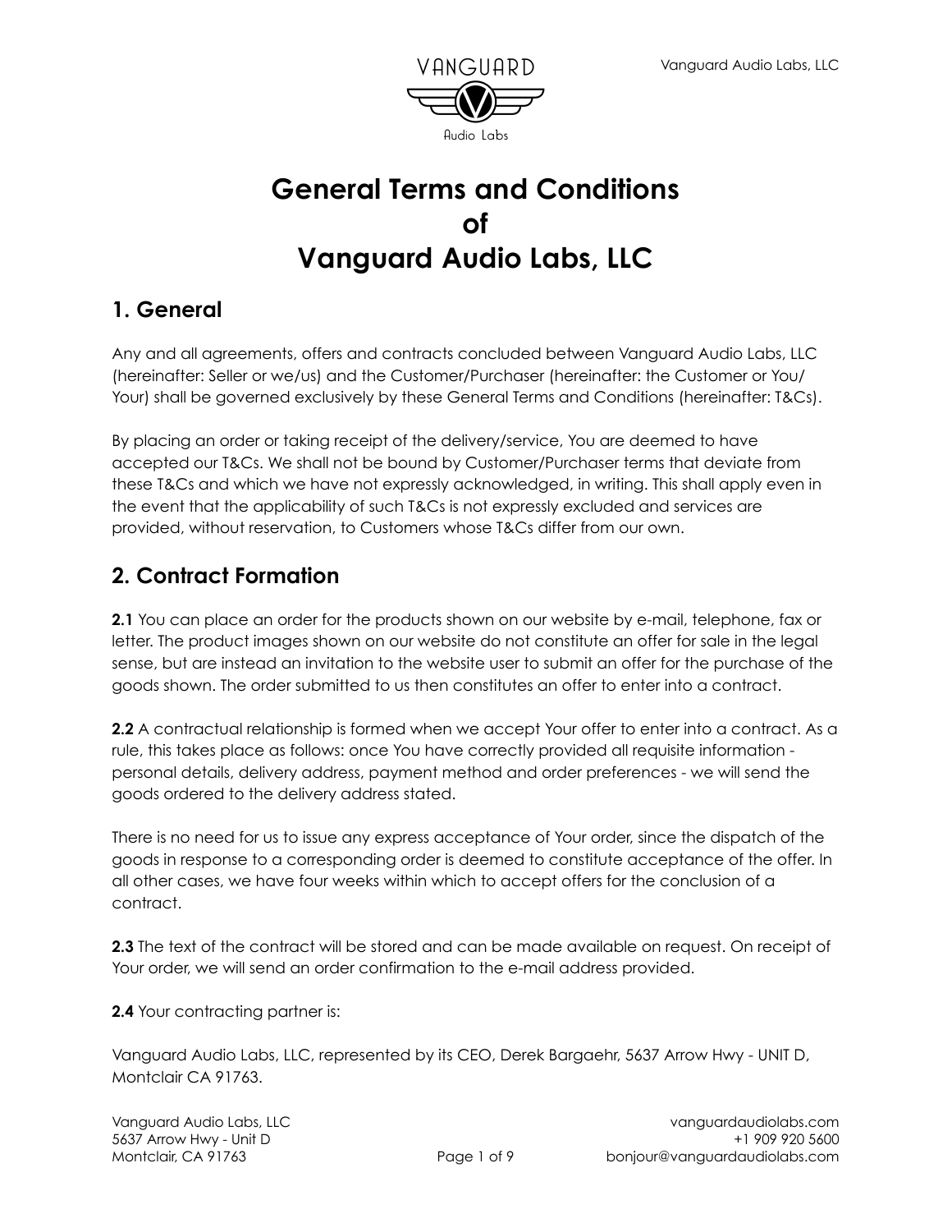# General Terms and Conditions of Vanguard Audio Labs, LLC

## 1. General

Any and all agreements, offers and contracts concluded between Vanguard Audio Labs, LLC (hereinafter: Seller or we/us) and the Customer/Purchaser (hereinafter: the Customer or You/Your) shall be governed exclusively by these General Terms and Conditions (hereinafter: T&Cs).

By placing an order or taking receipt of the delivery/service, You are deemed to have accepted our T&Cs. We shall not be bound by Customer/Purchaser terms that deviate from these T&Cs and which we have not expressly acknowledged, in writing. This shall apply even in the event that the applicability of such T&Cs is not expressly excluded and services are provided, without reservation, to Customers whose T&Cs differ from our own.

## 2. Contract Formation

**2.1** You can place an order for the products shown on our website by e-mail, telephone, fax or letter. The product images shown on our website do not constitute an offer for sale in the legal sense, but are instead an invitation to the website user to submit an offer for the purchase of the goods shown. The order submitted to us then constitutes an offer to enter into a contract.

**2.2** A contractual relationship is formed when we accept Your offer to enter into a contract. As a rule, this takes place as follows: once You have correctly provided all requisite information - personal details, delivery address, payment method and order preferences - we will send the goods ordered to the delivery address stated.

There is no need for us to issue any express acceptance of Your order, since the dispatch of the goods in response to a corresponding order is deemed to constitute acceptance of the offer. In all other cases, we have four weeks within which to accept offers for the conclusion of a contract.

**2.3** The text of the contract will be stored and can be made available on request. On receipt of Your order, we will send an order confirmation to the e-mail address provided.

**2.4** Your contracting partner is:

Vanguard Audio Labs, LLC, represented by its CEO, Derek Bargaehr, 5637 Arrow Hwy - UNIT D, Montclair CA 91763.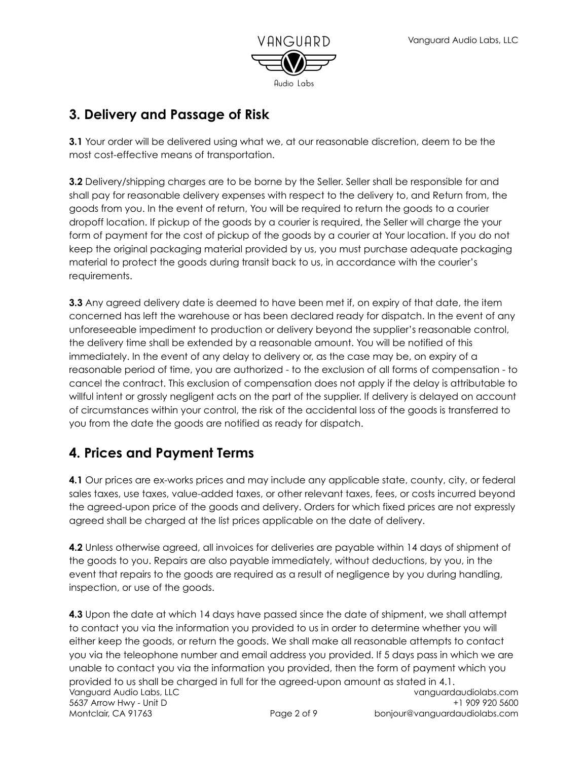## 3. Delivery and Passage of Risk

**3.1** Your order will be delivered using what we, at our reasonable discretion, deem to be the most cost-effective means of transportation.

**3.2** Delivery/shipping charges are to be borne by the Seller. Seller shall be responsible for and shall pay for reasonable delivery expenses with respect to the delivery to, and Return from, the goods from you. In the event of return, You will be required to return the goods to a courier dropoff location. If pickup of the goods by a courier is required, the Seller will charge the your form of payment for the cost of pickup of the goods by a courier at Your location. If you do not keep the original packaging material provided by us, you must purchase adequate packaging material to protect the goods during transit back to us, in accordance with the courier's requirements.

**3.3** Any agreed delivery date is deemed to have been met if, on expiry of that date, the item concerned has left the warehouse or has been declared ready for dispatch. In the event of any unforeseeable impediment to production or delivery beyond the supplier's reasonable control, the delivery time shall be extended by a reasonable amount. You will be notified of this immediately. In the event of any delay to delivery or, as the case may be, on expiry of a reasonable period of time, you are authorized - to the exclusion of all forms of compensation - to cancel the contract. This exclusion of compensation does not apply if the delay is attributable to willful intent or grossly negligent acts on the part of the supplier. If delivery is delayed on account of circumstances within your control, the risk of the accidental loss of the goods is transferred to you from the date the goods are notified as ready for dispatch.

## 4. Prices and Payment Terms

**4.1** Our prices are ex-works prices and may include any applicable state, county, city, or federal sales taxes, use taxes, value-added taxes, or other relevant taxes, fees, or costs incurred beyond the agreed-upon price of the goods and delivery. Orders for which fixed prices are not expressly agreed shall be charged at the list prices applicable on the date of delivery.

**4.2** Unless otherwise agreed, all invoices for deliveries are payable within 14 days of shipment of the goods to you. Repairs are also payable immediately, without deductions, by you, in the event that repairs to the goods are required as a result of negligence by you during handling, inspection, or use of the goods.

**4.3** Upon the date at which 14 days have passed since the date of shipment, we shall attempt to contact you via the information you provided to us in order to determine whether you will either keep the goods, or return the goods. We shall make all reasonable attempts to contact you via the telephone number and email address you provided. If 5 days pass in which we are unable to contact you via the information you provided, then the form of payment which you provided to us shall be charged in full for the agreed-upon amount as stated in 4.1.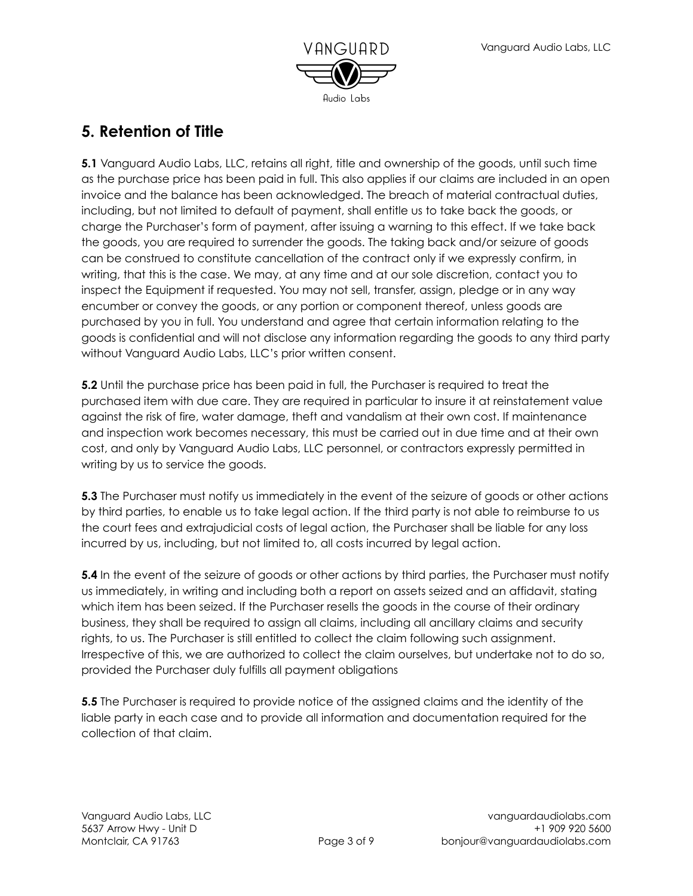## 5. Retention of Title

**5.1** Vanguard Audio Labs, LLC, retains all right, title and ownership of the goods, until such time as the purchase price has been paid in full. This also applies if our claims are included in an open invoice and the balance has been acknowledged. The breach of material contractual duties, including, but not limited to default of payment, shall entitle us to take back the goods, or charge the Purchaser's form of payment, after issuing a warning to this effect. If we take back the goods, you are required to surrender the goods. The taking back and/or seizure of goods can be construed to constitute cancellation of the contract only if we expressly confirm, in writing, that this is the case. We may, at any time and at our sole discretion, contact you to inspect the Equipment if requested. You may not sell, transfer, assign, pledge or in any way encumber or convey the goods, or any portion or component thereof, unless goods are purchased by you in full. You understand and agree that certain information relating to the goods is confidential and will not disclose any information regarding the goods to any third party without Vanguard Audio Labs, LLC's prior written consent.

**5.2** Until the purchase price has been paid in full, the Purchaser is required to treat the purchased item with due care. They are required in particular to insure it at reinstatement value against the risk of fire, water damage, theft and vandalism at their own cost. If maintenance and inspection work becomes necessary, this must be carried out in due time and at their own cost, and only by Vanguard Audio Labs, LLC personnel, or contractors expressly permitted in writing by us to service the goods.

**5.3** The Purchaser must notify us immediately in the event of the seizure of goods or other actions by third parties, to enable us to take legal action. If the third party is not able to reimburse to us the court fees and extrajudicial costs of legal action, the Purchaser shall be liable for any loss incurred by us, including, but not limited to, all costs incurred by legal action.

**5.4** In the event of the seizure of goods or other actions by third parties, the Purchaser must notify us immediately, in writing and including both a report on assets seized and an affidavit, stating which item has been seized. If the Purchaser resells the goods in the course of their ordinary business, they shall be required to assign all claims, including all ancillary claims and security rights, to us. The Purchaser is still entitled to collect the claim following such assignment. Irrespective of this, we are authorized to collect the claim ourselves, but undertake not to do so, provided the Purchaser duly fulfills all payment obligations

**5.5** The Purchaser is required to provide notice of the assigned claims and the identity of the liable party in each case and to provide all information and documentation required for the collection of that claim.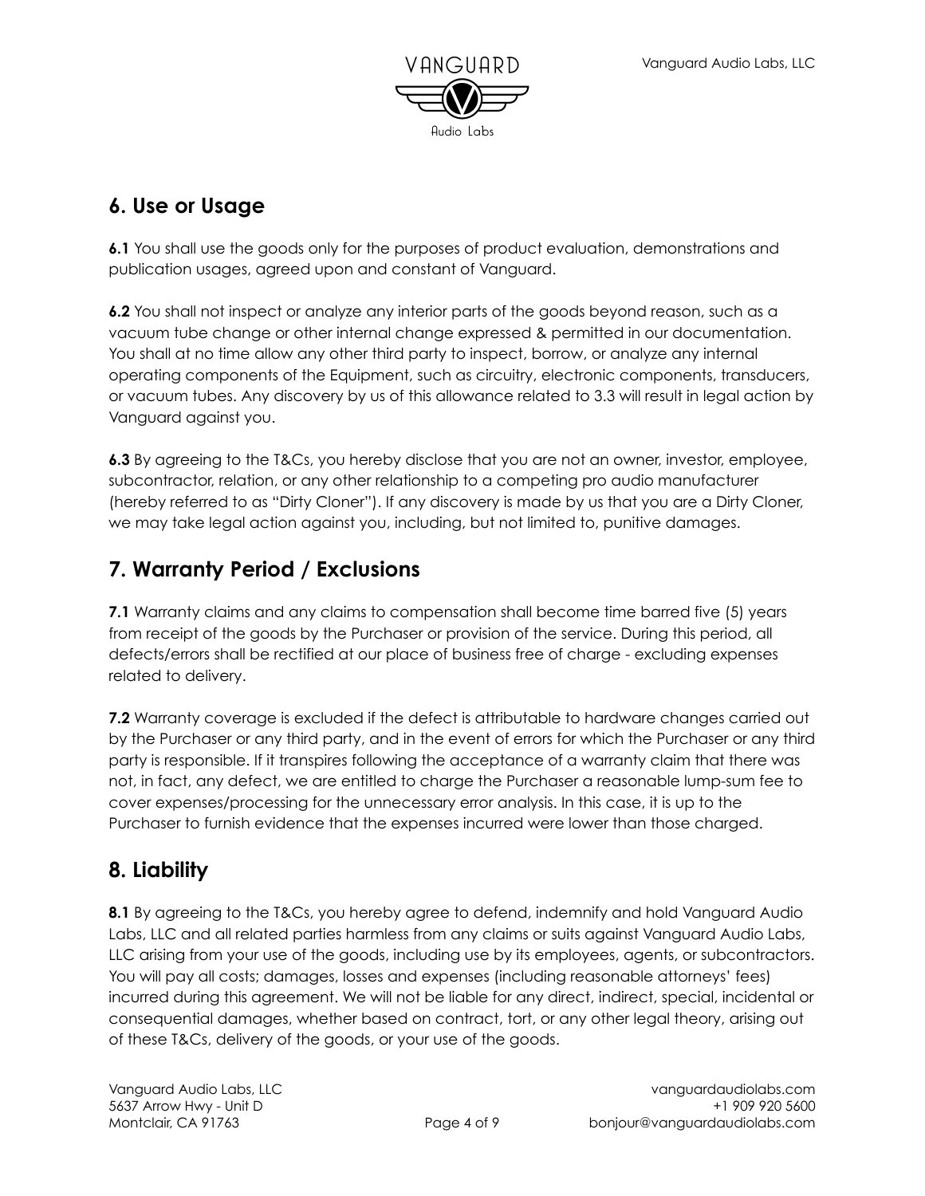## 6. Use or Usage

**6.1** You shall use the goods only for the purposes of product evaluation, demonstrations and publication usages, agreed upon and constant of Vanguard.

**6.2** You shall not inspect or analyze any interior parts of the goods beyond reason, such as a vacuum tube change or other internal change expressed & permitted in our documentation. You shall at no time allow any other third party to inspect, borrow, or analyze any internal operating components of the Equipment, such as circuitry, electronic components, transducers, or vacuum tubes. Any discovery by us of this allowance related to 3.3 will result in legal action by Vanguard against you.

**6.3** By agreeing to the T&Cs, you hereby disclose that you are not an owner, investor, employee, subcontractor, relation, or any other relationship to a competing pro audio manufacturer (hereby referred to as "Dirty Cloner"). If any discovery is made by us that you are a Dirty Cloner, we may take legal action against you, including, but not limited to, punitive damages.

## 7. Warranty Period / Exclusions

**7.1** Warranty claims and any claims to compensation shall become time barred five (5) years from receipt of the goods by the Purchaser or provision of the service. During this period, all defects/errors shall be rectified at our place of business free of charge - excluding expenses related to delivery.

**7.2** Warranty coverage is excluded if the defect is attributable to hardware changes carried out by the Purchaser or any third party, and in the event of errors for which the Purchaser or any third party is responsible. If it transpires following the acceptance of a warranty claim that there was not, in fact, any defect, we are entitled to charge the Purchaser a reasonable lump-sum fee to cover expenses/processing for the unnecessary error analysis. In this case, it is up to the Purchaser to furnish evidence that the expenses incurred were lower than those charged.

## 8. Liability

**8.1** By agreeing to the T&Cs, you hereby agree to defend, indemnify and hold Vanguard Audio Labs, LLC and all related parties harmless from any claims or suits against Vanguard Audio Labs, LLC arising from your use of the goods, including use by its employees, agents, or subcontractors. You will pay all costs; damages, losses and expenses (including reasonable attorneys' fees) incurred during this agreement. We will not be liable for any direct, indirect, special, incidental or consequential damages, whether based on contract, tort, or any other legal theory, arising out of these T&Cs, delivery of the goods, or your use of the goods.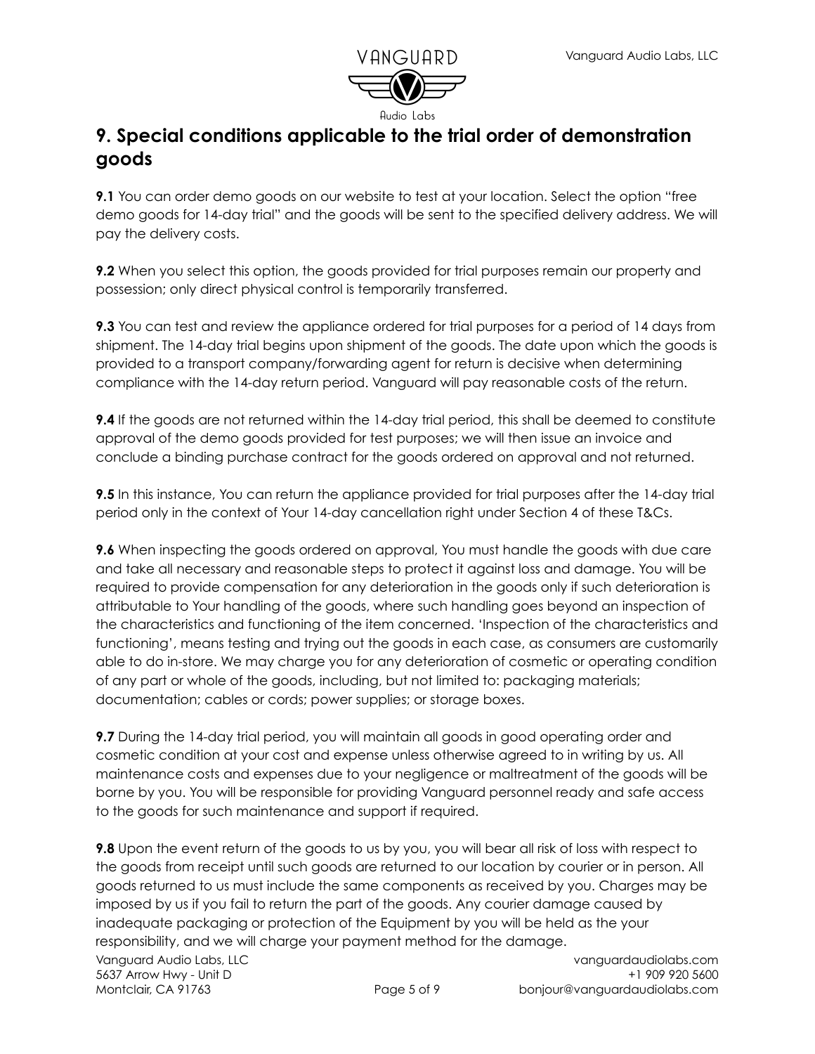## 9. Special conditions applicable to the trial order of demonstration goods

**9.1** You can order demo goods on our website to test at your location. Select the option "free demo goods for 14-day trial" and the goods will be sent to the specified delivery address. We will pay the delivery costs.

**9.2** When you select this option, the goods provided for trial purposes remain our property and possession; only direct physical control is temporarily transferred.

**9.3** You can test and review the appliance ordered for trial purposes for a period of 14 days from shipment. The 14-day trial begins upon shipment of the goods. The date upon which the goods is provided to a transport company/forwarding agent for return is decisive when determining compliance with the 14-day return period. Vanguard will pay reasonable costs of the return.

**9.4** If the goods are not returned within the 14-day trial period, this shall be deemed to constitute approval of the demo goods provided for test purposes; we will then issue an invoice and conclude a binding purchase contract for the goods ordered on approval and not returned.

**9.5** In this instance, You can return the appliance provided for trial purposes after the 14-day trial period only in the context of Your 14-day cancellation right under Section 4 of these T&Cs.

**9.6** When inspecting the goods ordered on approval, You must handle the goods with due care and take all necessary and reasonable steps to protect it against loss and damage. You will be required to provide compensation for any deterioration in the goods only if such deterioration is attributable to Your handling of the goods, where such handling goes beyond an inspection of the characteristics and functioning of the item concerned. 'Inspection of the characteristics and functioning', means testing and trying out the goods in each case, as consumers are customarily able to do in-store. We may charge you for any deterioration of cosmetic or operating condition of any part or whole of the goods, including, but not limited to: packaging materials; documentation; cables or cords; power supplies; or storage boxes.

**9.7** During the 14-day trial period, you will maintain all goods in good operating order and cosmetic condition at your cost and expense unless otherwise agreed to in writing by us. All maintenance costs and expenses due to your negligence or maltreatment of the goods will be borne by you. You will be responsible for providing Vanguard personnel ready and safe access to the goods for such maintenance and support if required.

**9.8** Upon the event return of the goods to us by you, you will bear all risk of loss with respect to the goods from receipt until such goods are returned to our location by courier or in person. All goods returned to us must include the same components as received by you. Charges may be imposed by us if you fail to return the part of the goods. Any courier damage caused by inadequate packaging or protection of the Equipment by you will be held as the your responsibility, and we will charge your payment method for the damage.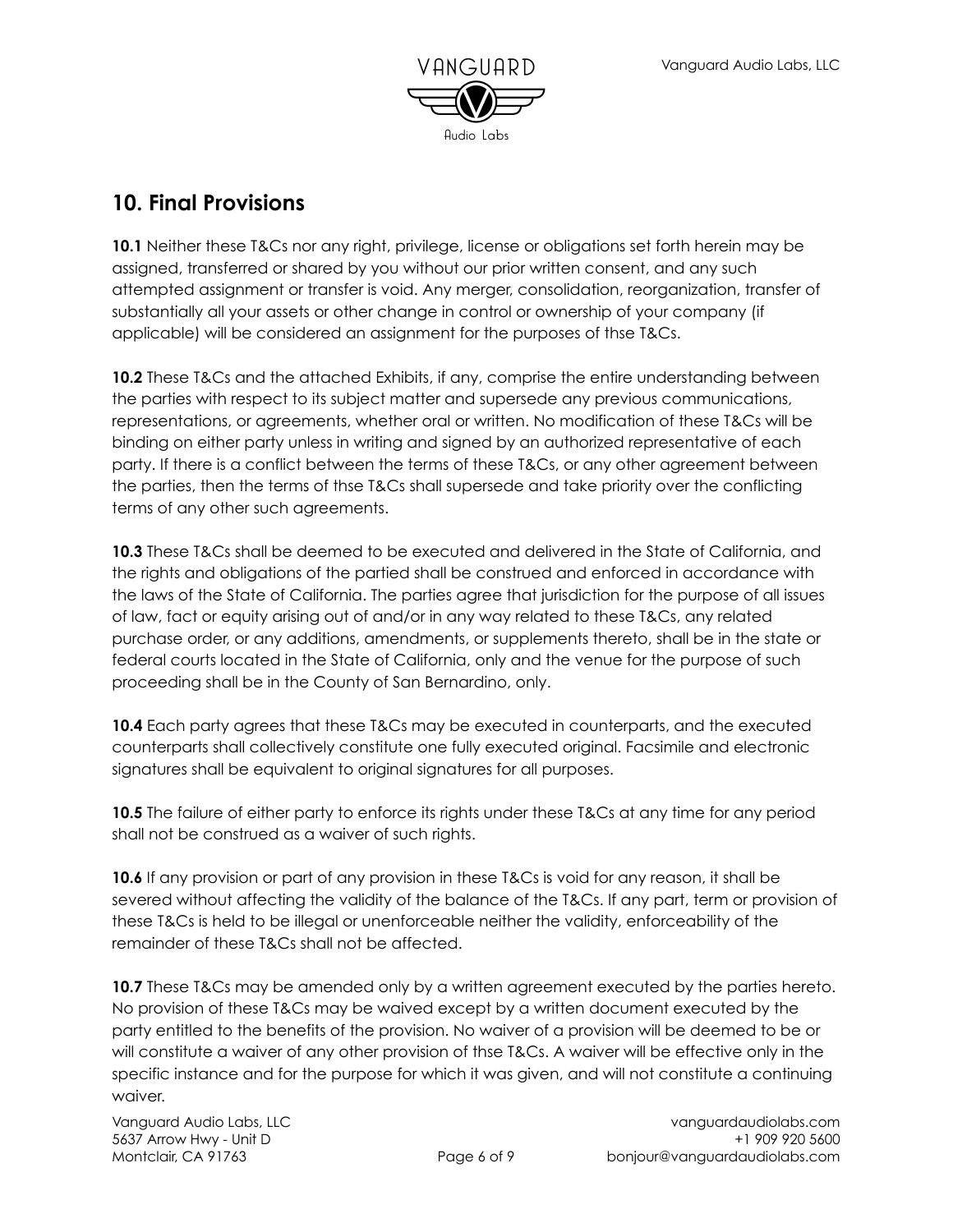## 10. Final Provisions

**10.1** Neither these T&Cs nor any right, privilege, license or obligations set forth herein may be assigned, transferred or shared by you without our prior written consent, and any such attempted assignment or transfer is void. Any merger, consolidation, reorganization, transfer of substantially all your assets or other change in control or ownership of your company (if applicable) will be considered an assignment for the purposes of thse T&Cs.

**10.2** These T&Cs and the attached Exhibits, if any, comprise the entire understanding between the parties with respect to its subject matter and supersede any previous communications, representations, or agreements, whether oral or written. No modification of these T&Cs will be binding on either party unless in writing and signed by an authorized representative of each party. If there is a conflict between the terms of these T&Cs, or any other agreement between the parties, then the terms of thse T&Cs shall supersede and take priority over the conflicting terms of any other such agreements.

**10.3** These T&Cs shall be deemed to be executed and delivered in the State of California, and the rights and obligations of the partied shall be construed and enforced in accordance with the laws of the State of California. The parties agree that jurisdiction for the purpose of all issues of law, fact or equity arising out of and/or in any way related to these T&Cs, any related purchase order, or any additions, amendments, or supplements thereto, shall be in the state or federal courts located in the State of California, only and the venue for the purpose of such proceeding shall be in the County of San Bernardino, only.

**10.4** Each party agrees that these T&Cs may be executed in counterparts, and the executed counterparts shall collectively constitute one fully executed original. Facsimile and electronic signatures shall be equivalent to original signatures for all purposes.

**10.5** The failure of either party to enforce its rights under these T&Cs at any time for any period shall not be construed as a waiver of such rights.

**10.6** If any provision or part of any provision in these T&Cs is void for any reason, it shall be severed without affecting the validity of the balance of the T&Cs. If any part, term or provision of these T&Cs is held to be illegal or unenforceable neither the validity, enforceability of the remainder of these T&Cs shall not be affected.

**10.7** These T&Cs may be amended only by a written agreement executed by the parties hereto. No provision of these T&Cs may be waived except by a written document executed by the party entitled to the benefits of the provision. No waiver of a provision will be deemed to be or will constitute a waiver of any other provision of thse T&Cs. A waiver will be effective only in the specific instance and for the purpose for which it was given, and will not constitute a continuing waiver.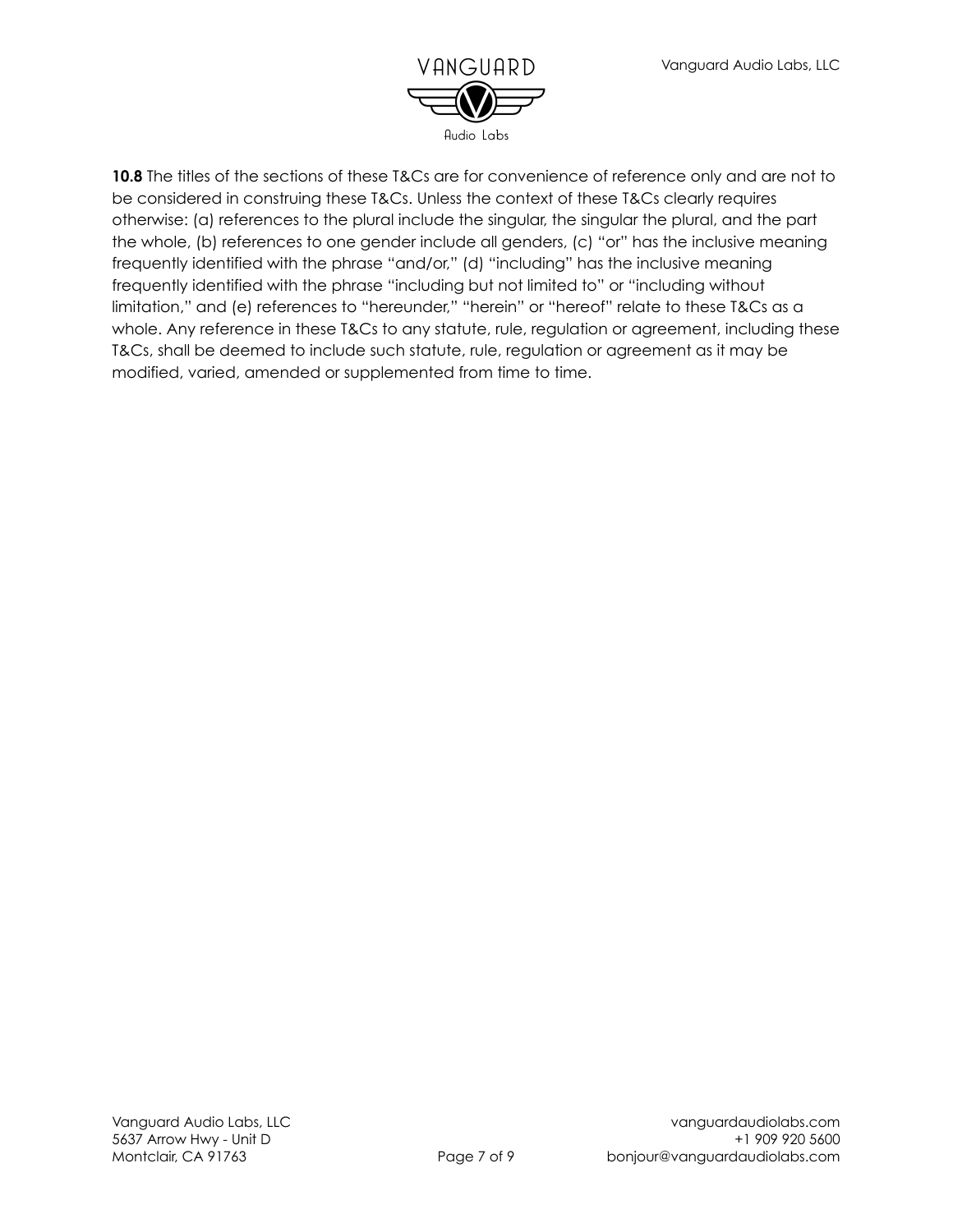**10.8** The titles of the sections of these T&Cs are for convenience of reference only and are not to be considered in construing these T&Cs. Unless the context of these T&Cs clearly requires otherwise: (a) references to the plural include the singular, the singular the plural, and the part the whole, (b) references to one gender include all genders, (c) "or" has the inclusive meaning frequently identified with the phrase "and/or," (d) "including" has the inclusive meaning frequently identified with the phrase "including but not limited to" or "including without limitation," and (e) references to "hereunder," "herein" or "hereof" relate to these T&Cs as a whole. Any reference in these T&Cs to any statute, rule, regulation or agreement, including these T&Cs, shall be deemed to include such statute, rule, regulation or agreement as it may be modified, varied, amended or supplemented from time to time.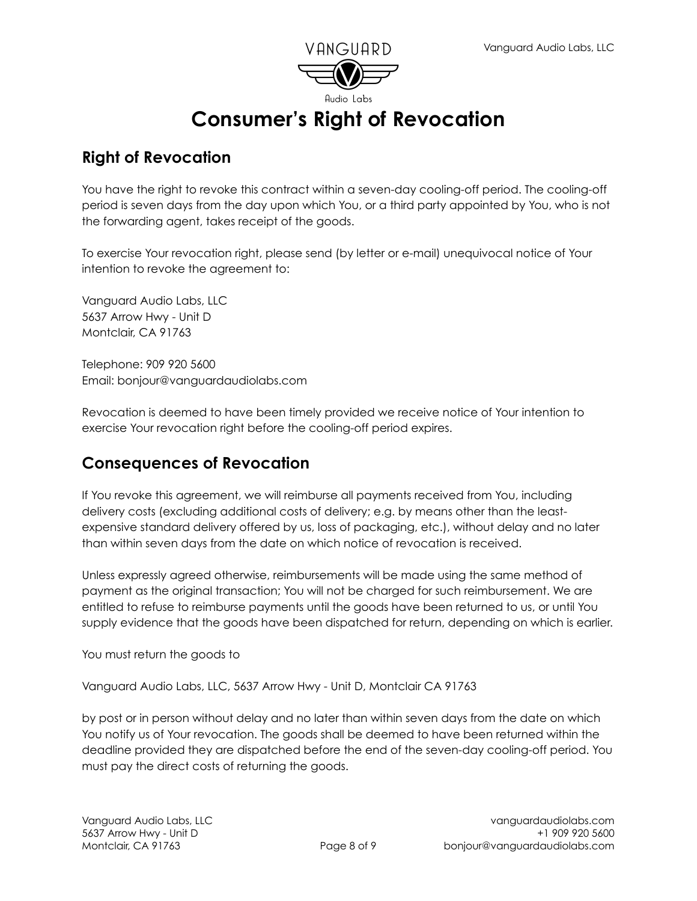# Consumer's Right of Revocation

## Right of Revocation

You have the right to revoke this contract within a seven-day cooling-off period. The cooling-off period is seven days from the day upon which You, or a third party appointed by You, who is not the forwarding agent, takes receipt of the goods.

To exercise Your revocation right, please send (by letter or e-mail) unequivocal notice of Your intention to revoke the agreement to:

Vanguard Audio Labs, LLC
5637 Arrow Hwy - Unit D
Montclair, CA 91763

Telephone: 909 920 5600
Email: bonjour@vanguardaudiolabs.com

Revocation is deemed to have been timely provided we receive notice of Your intention to exercise Your revocation right before the cooling-off period expires.

## Consequences of Revocation

If You revoke this agreement, we will reimburse all payments received from You, including delivery costs (excluding additional costs of delivery; e.g. by means other than the least-expensive standard delivery offered by us, loss of packaging, etc.), without delay and no later than within seven days from the date on which notice of revocation is received.

Unless expressly agreed otherwise, reimbursements will be made using the same method of payment as the original transaction; You will not be charged for such reimbursement. We are entitled to refuse to reimburse payments until the goods have been returned to us, or until You supply evidence that the goods have been dispatched for return, depending on which is earlier.

You must return the goods to

Vanguard Audio Labs, LLC, 5637 Arrow Hwy - Unit D, Montclair CA 91763

by post or in person without delay and no later than within seven days from the date on which You notify us of Your revocation. The goods shall be deemed to have been returned within the deadline provided they are dispatched before the end of the seven-day cooling-off period. You must pay the direct costs of returning the goods.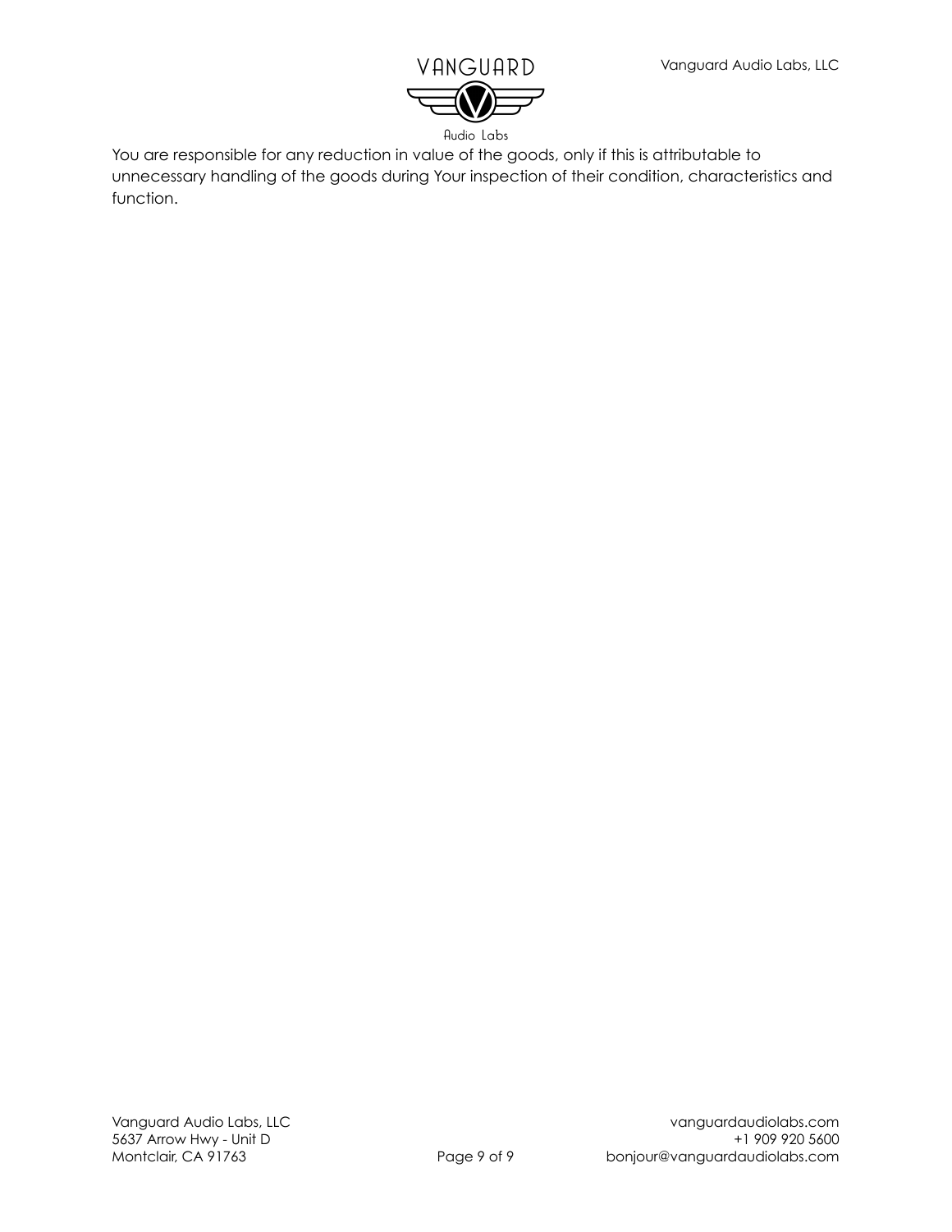You are responsible for any reduction in value of the goods, only if this is attributable to unnecessary handling of the goods during Your inspection of their condition, characteristics and function.